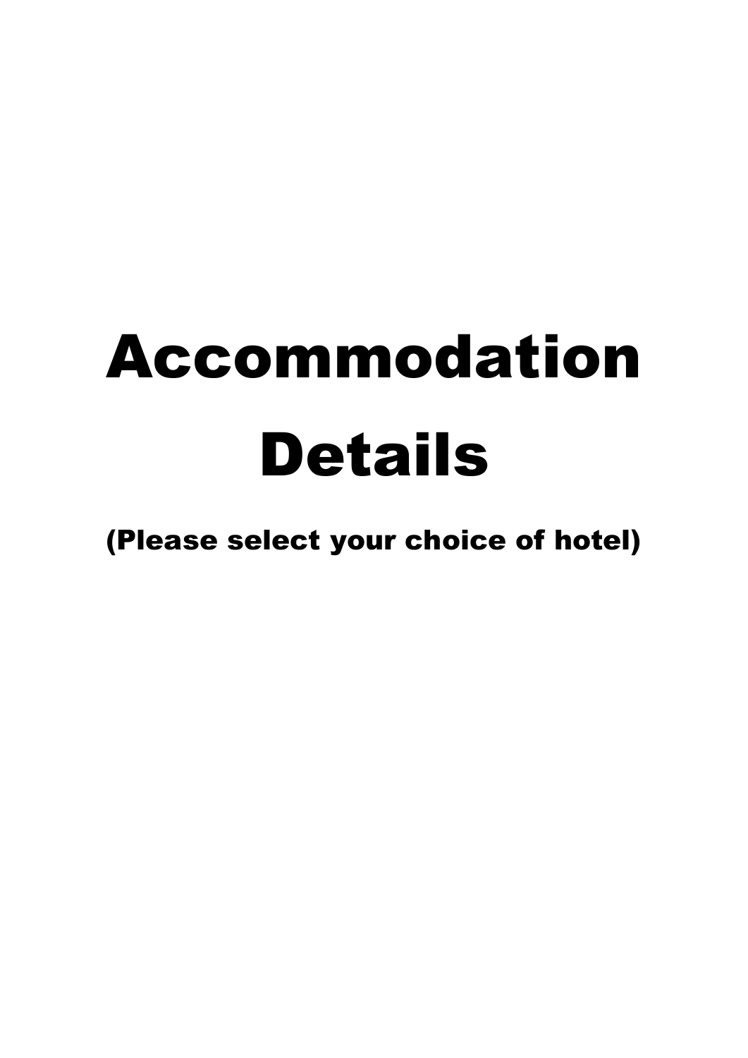# Accommodation Details

**(Please select your choice of hotel)**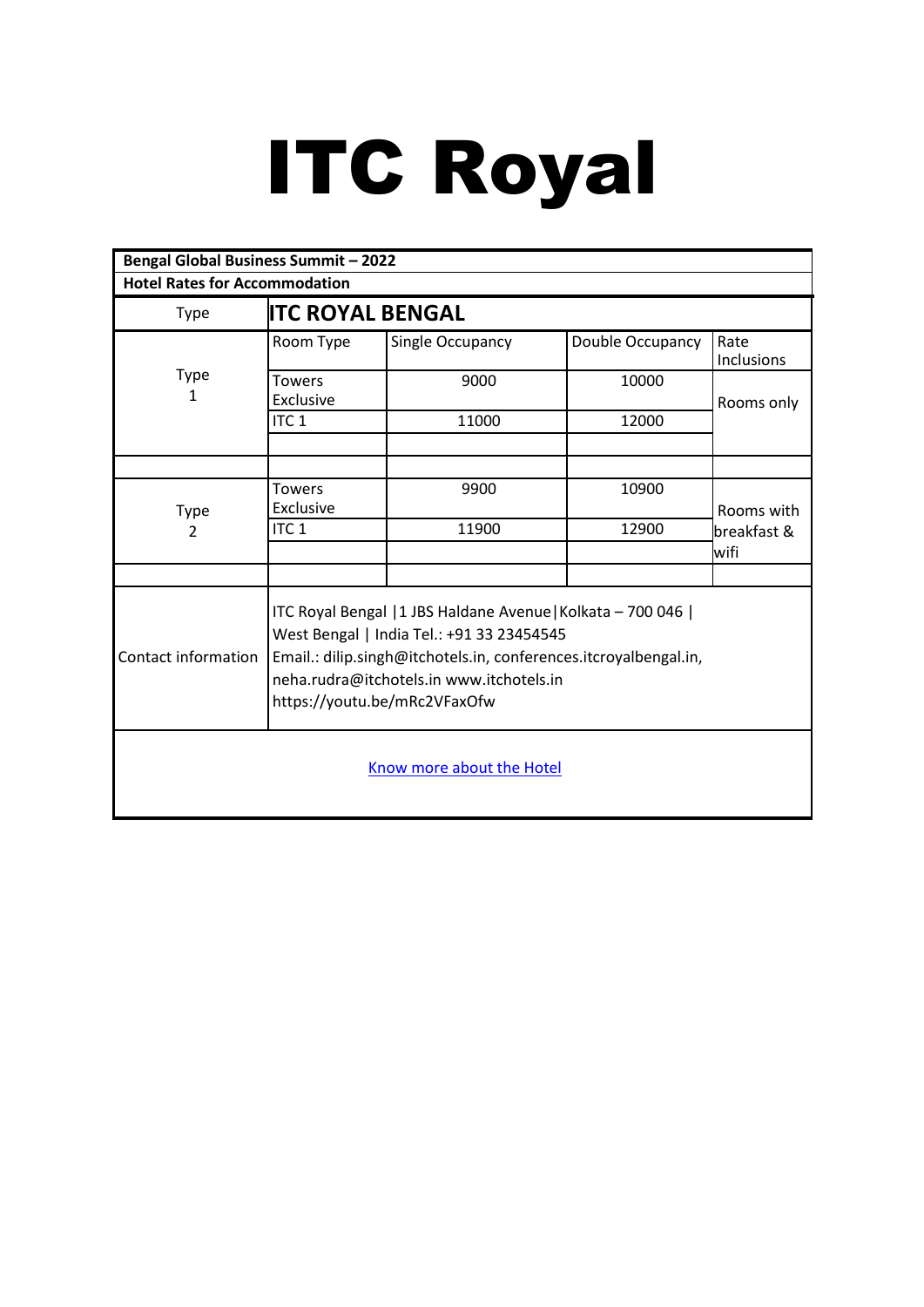# ITC Royal

| **Bengal Global Business Summit – 2022** | | | | |
|---|---|---|---|---|
| **Hotel Rates for Accommodation** | | | | |
| Type | **ITC ROYAL BENGAL** | | | |
| Type 1 | Room Type | Single Occupancy | Double Occupancy | Rate Inclusions |
| | Towers Exclusive | 9000 | 10000 | Rooms only |
| | ITC 1 | 11000 | 12000 | |
| | | | | |
| | | | | |
| Type 2 | Towers Exclusive | 9900 | 10900 | Rooms with breakfast & wifi |
| | ITC 1 | 11900 | 12900 | |
| | | | | |
| | | | | |
| Contact information | ITC Royal Bengal \|1 JBS Haldane Avenue\|Kolkata – 700 046 \| West Bengal \| India Tel.: +91 33 23454545 Email.: dilip.singh@itchotels.in, conferences.itcroyalbengal.in, neha.rudra@itchotels.in www.itchotels.in https://youtu.be/mRc2VFaxOfw | | | |

Know more about the Hotel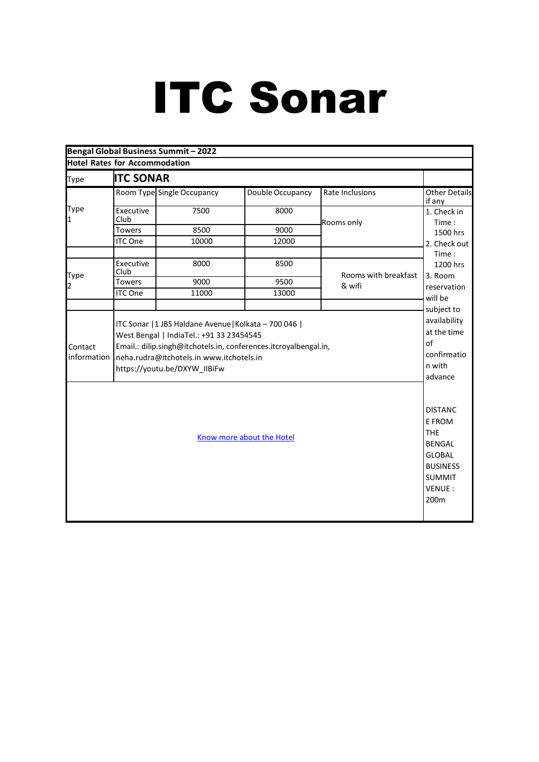# ITC Sonar

| Bengal Global Business Summit – 2022 | | | | | |
|---|---|---|---|---|---|
| **Hotel Rates for Accommodation** | | | | | |
| Type | **ITC SONAR** | | | | |
| Type 1 | Room Type | Single Occupancy | Double Occupancy | Rate Inclusions | Other Details if any |
| | Executive Club | 7500 | 8000 | Rooms only | 1. Check in Time : 1500 hrs 2. Check out Time : 1200 hrs 3. Room reservation will be subject to availability at the time of confirmation with advance |
| | Towers | 8500 | 9000 | | |
| | ITC One | 10000 | 12000 | | |
| | | | | | |
| Type 2 | Executive Club | 8000 | 8500 | Rooms with breakfast & wifi | |
| | Towers | 9000 | 9500 | | |
| | ITC One | 11000 | 13000 | | |
| | | | | | |
| Contact information | ITC Sonar \|1 JBS Haldane Avenue\|Kolkata – 700 046 \| West Bengal \| IndiaTel.: +91 33 23454545 Email.: dilip.singh@itchotels.in, conferences.itcroyalbengal.in, neha.rudra@itchotels.in www.itchotels.in https://youtu.be/DXYW_IIBiFw | | | | |
| Know more about the Hotel | | | | | DISTANCE FROM THE BENGAL GLOBAL BUSINESS SUMMIT VENUE : 200m |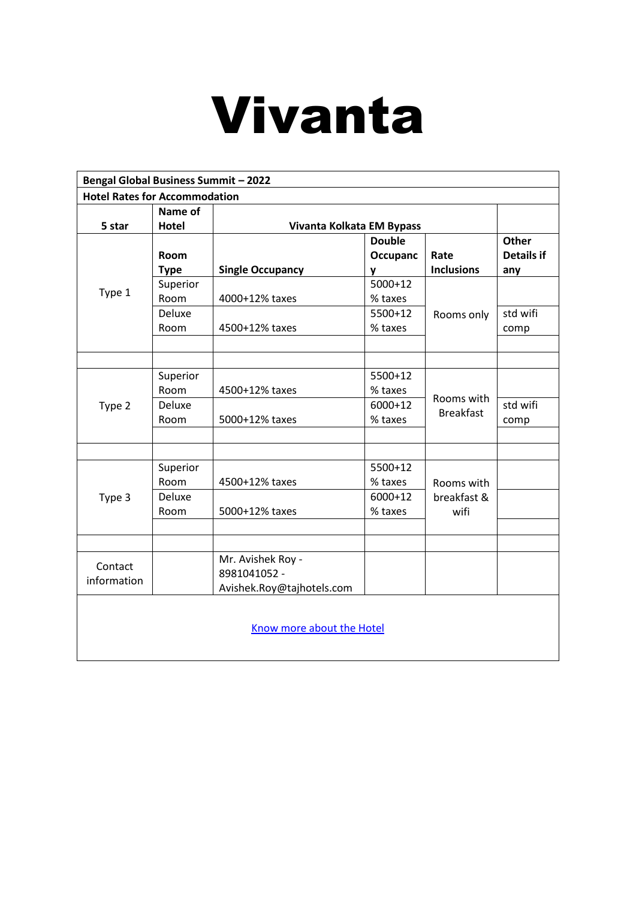# Vivanta

| Bengal Global Business Summit – 2022 | | | | | |
|---|---|---|---|---|---|
| **Hotel Rates for Accommodation** | | | | | |
| **5 star** | **Name of Hotel** | **Vivanta Kolkata EM Bypass** | | | |
| | **Room Type** | **Single Occupancy** | **Double Occupancy** | **Rate Inclusions** | **Other Details if any** |
| Type 1 | Superior Room | 4000+12% taxes | 5000+12% taxes | Rooms only | |
| | Deluxe Room | 4500+12% taxes | 5500+12% taxes | | std wifi comp |
| | | | | | |
| | | | | | |
| Type 2 | Superior Room | 4500+12% taxes | 5500+12% taxes | Rooms with Breakfast | |
| | Deluxe Room | 5000+12% taxes | 6000+12% taxes | | std wifi comp |
| | | | | | |
| | | | | | |
| Type 3 | Superior Room | 4500+12% taxes | 5500+12% taxes | Rooms with breakfast & wifi | |
| | Deluxe Room | 5000+12% taxes | 6000+12% taxes | | |
| | | | | | |
| | | | | | |
| Contact information | | Mr. Avishek Roy - 8981041052 - Avishek.Roy@tajhotels.com | | | |

Know more about the Hotel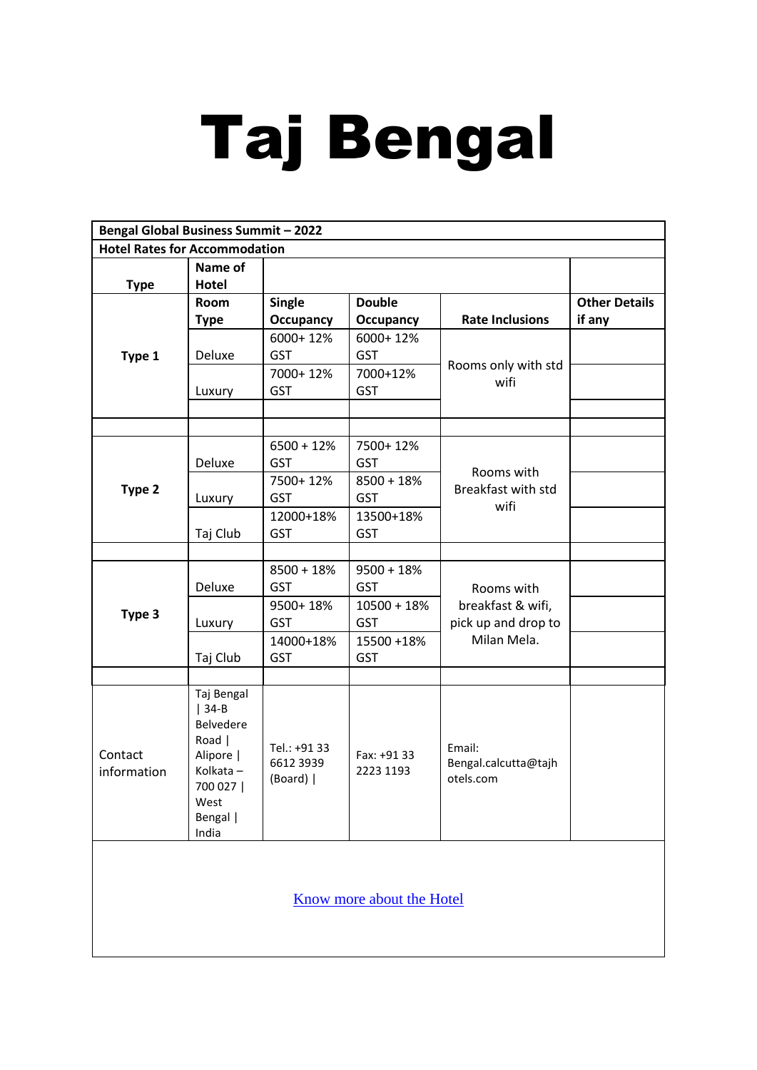# Taj Bengal

| Bengal Global Business Summit – 2022 | | | | | |
|---|---|---|---|---|---|
| **Hotel Rates for Accommodation** | | | | | |
| **Type** | **Name of Hotel** | | | | |
| | **Room Type** | **Single Occupancy** | **Double Occupancy** | **Rate Inclusions** | **Other Details if any** |
| **Type 1** | Deluxe | 6000+ 12% GST | 6000+ 12% GST | Rooms only with std wifi | |
| | Luxury | 7000+ 12% GST | 7000+12% GST | | |
| | | | | | |
| | | | | | |
| **Type 2** | Deluxe | 6500 + 12% GST | 7500+ 12% GST | Rooms with Breakfast with std wifi | |
| | Luxury | 7500+ 12% GST | 8500 + 18% GST | | |
| | Taj Club | 12000+18% GST | 13500+18% GST | | |
| | | | | | |
| **Type 3** | Deluxe | 8500 + 18% GST | 9500 + 18% GST | Rooms with breakfast & wifi, pick up and drop to Milan Mela. | |
| | Luxury | 9500+ 18% GST | 10500 + 18% GST | | |
| | Taj Club | 14000+18% GST | 15500 +18% GST | | |
| | | | | | |
| Contact information | Taj Bengal \| 34-B Belvedere Road \| Alipore \| Kolkata – 700 027 \| West Bengal \| India | Tel.: +91 33 6612 3939 (Board) \| | Fax: +91 33 2223 1193 | Email: Bengal.calcutta@tajhotels.com | |

Know more about the Hotel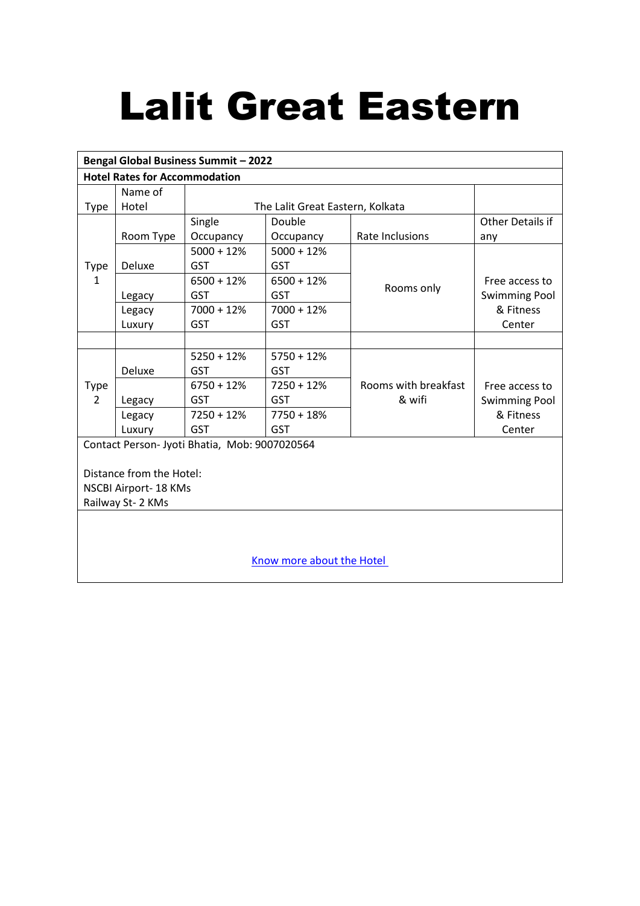# Lalit Great Eastern

| **Bengal Global Business Summit – 2022** | | | | | |
|---|---|---|---|---|---|
| **Hotel Rates for Accommodation** | | | | | |
| Type | Name of Hotel | The Lalit Great Eastern, Kolkata | | | |
| | Room Type | Single Occupancy | Double Occupancy | Rate Inclusions | Other Details if any |
| Type 1 | Deluxe | 5000 + 12% GST | 5000 + 12% GST | Rooms only | Free access to Swimming Pool & Fitness Center |
| | Legacy | 6500 + 12% GST | 6500 + 12% GST | | |
| | Legacy Luxury | 7000 + 12% GST | 7000 + 12% GST | | |
| | | | | | |
| Type 2 | Deluxe | 5250 + 12% GST | 5750 + 12% GST | Rooms with breakfast & wifi | Free access to Swimming Pool & Fitness Center |
| | Legacy | 6750 + 12% GST | 7250 + 12% GST | | |
| | Legacy Luxury | 7250 + 12% GST | 7750 + 18% GST | | |

Contact Person- Jyoti Bhatia, Mob: 9007020564

Distance from the Hotel:
NSCBI Airport- 18 KMs
Railway St- 2 KMs

Know more about the Hotel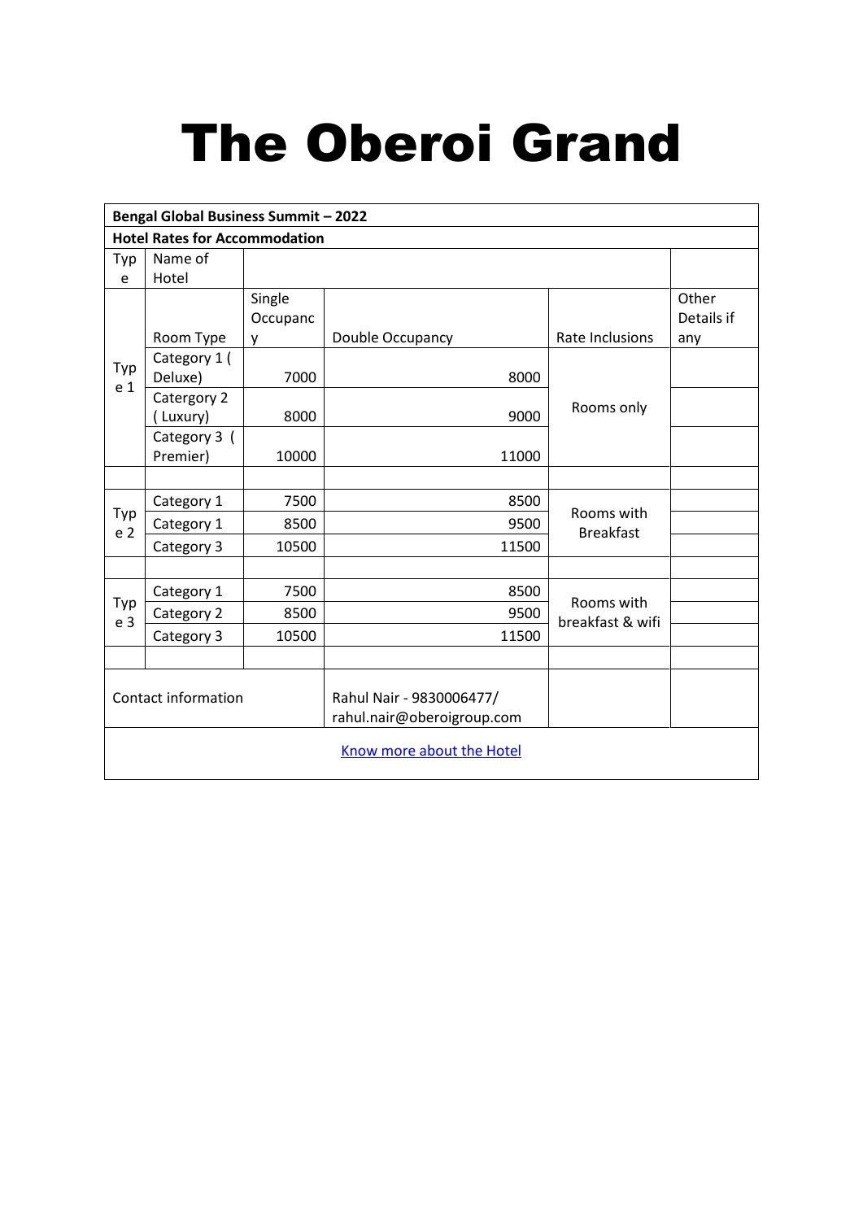# The Oberoi Grand

| **Bengal Global Business Summit – 2022** | | | | | |
|---|---|---|---|---|---|
| **Hotel Rates for Accommodation** | | | | | |
| Type | Name of Hotel | | | | |
| | Room Type | Single Occupancy | Double Occupancy | Rate Inclusions | Other Details if any |
| Type 1 | Category 1 ( Deluxe) | 7000 | 8000 | Rooms only | |
| | Catergory 2 ( Luxury) | 8000 | 9000 | | |
| | Category 3 ( Premier) | 10000 | 11000 | | |
| | | | | | |
| Type 2 | Category 1 | 7500 | 8500 | Rooms with Breakfast | |
| | Category 1 | 8500 | 9500 | | |
| | Category 3 | 10500 | 11500 | | |
| | | | | | |
| Type 3 | Category 1 | 7500 | 8500 | Rooms with breakfast & wifi | |
| | Category 2 | 8500 | 9500 | | |
| | Category 3 | 10500 | 11500 | | |
| | | | | | |
| Contact information | | | Rahul Nair - 9830006477/ rahul.nair@oberoigroup.com | | |
| Know more about the Hotel | | | | | |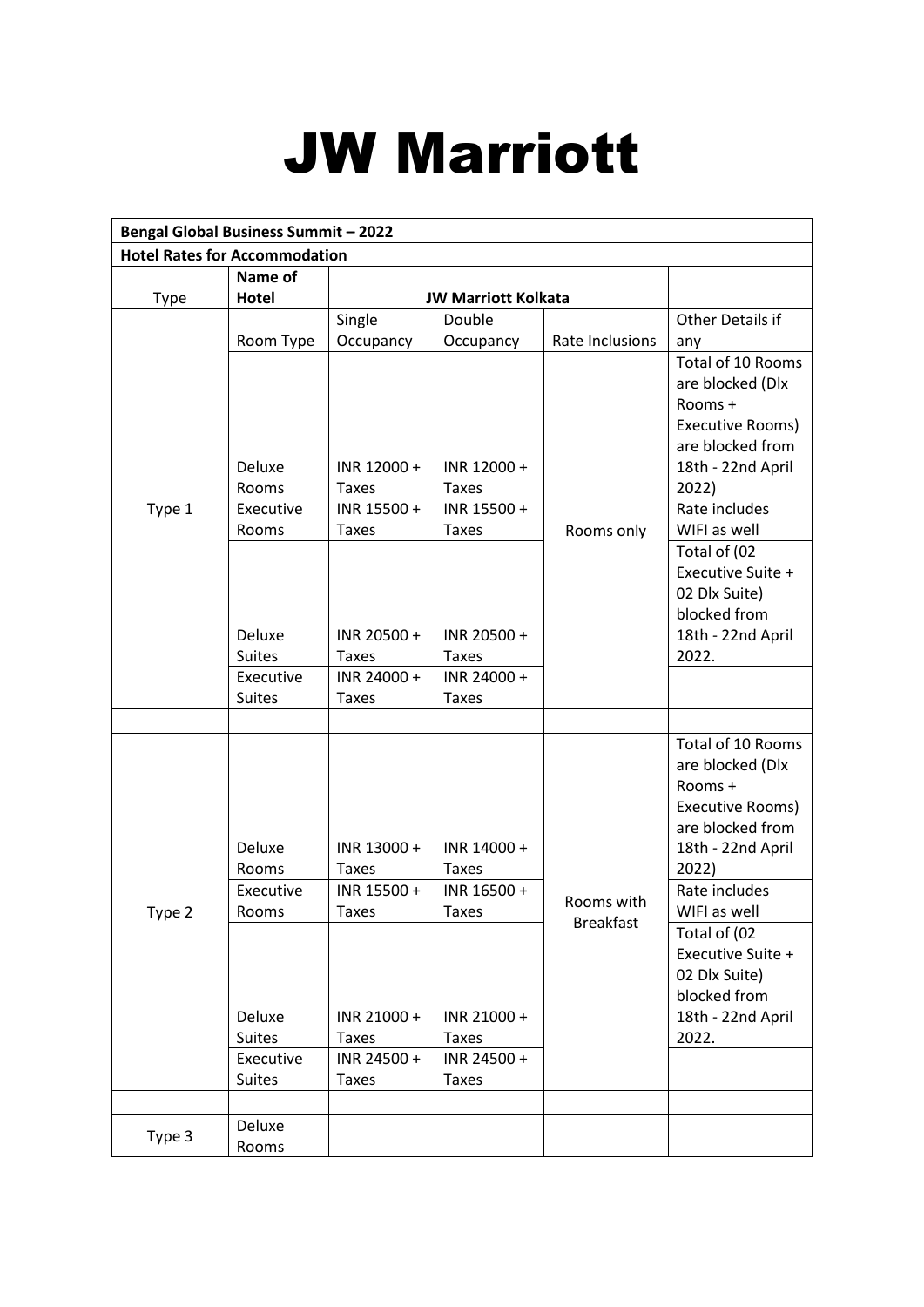# JW Marriott

| Bengal Global Business Summit – 2022 | | | | | |
|---|---|---|---|---|---|
| **Hotel Rates for Accommodation** | | | | | |
| Type | **Name of Hotel** | **JW Marriott Kolkata** | | | |
| | Room Type | Single Occupancy | Double Occupancy | Rate Inclusions | Other Details if any |
| Type 1 | Deluxe Rooms | INR 12000 + Taxes | INR 12000 + Taxes | Rooms only | Total of 10 Rooms are blocked (Dlx Rooms + Executive Rooms) are blocked from 18th - 22nd April 2022) |
| | Executive Rooms | INR 15500 + Taxes | INR 15500 + Taxes | | Rate includes WIFI as well |
| | Deluxe Suites | INR 20500 + Taxes | INR 20500 + Taxes | | Total of (02 Executive Suite + 02 Dlx Suite) blocked from 18th - 22nd April 2022. |
| | Executive Suites | INR 24000 + Taxes | INR 24000 + Taxes | | |
| | | | | | |
| Type 2 | Deluxe Rooms | INR 13000 + Taxes | INR 14000 + Taxes | Rooms with Breakfast | Total of 10 Rooms are blocked (Dlx Rooms + Executive Rooms) are blocked from 18th - 22nd April 2022) |
| | Executive Rooms | INR 15500 + Taxes | INR 16500 + Taxes | | Rate includes WIFI as well |
| | Deluxe Suites | INR 21000 + Taxes | INR 21000 + Taxes | | Total of (02 Executive Suite + 02 Dlx Suite) blocked from 18th - 22nd April 2022. |
| | Executive Suites | INR 24500 + Taxes | INR 24500 + Taxes | | |
| | | | | | |
| Type 3 | Deluxe Rooms | | | | |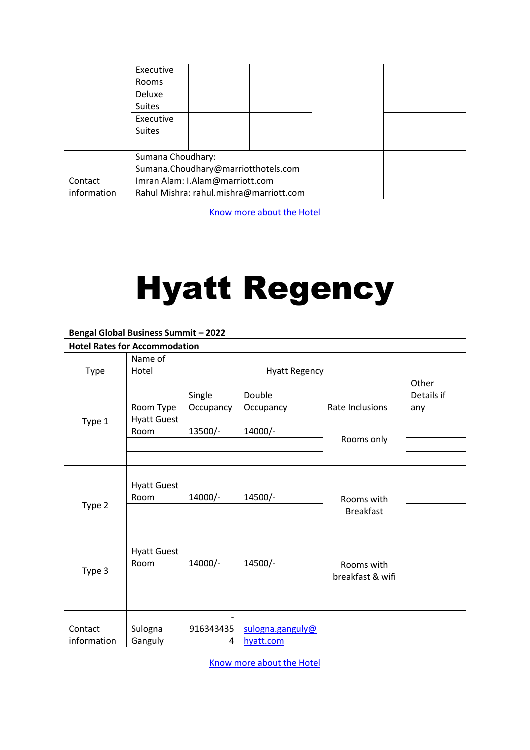|  | Executive Rooms |  |  |  |  |
|---|---|---|---|---|---|
|  | Deluxe Suites |  |  |  |  |
|  | Executive Suites |  |  |  |  |
|  |  |  |  |  |  |
| Contact information | Sumana Choudhary: Sumana.Choudhary@marriotthotels.com Imran Alam: I.Alam@marriott.com Rahul Mishra: rahul.mishra@marriott.com |  |  |  |  |
| Know more about the Hotel |  |  |  |  |  |

# Hyatt Regency

| Bengal Global Business Summit – 2022 |  |  |  |  |  |
|---|---|---|---|---|---|
| **Hotel Rates for Accommodation** |  |  |  |  |  |
| Type | Name of Hotel | Hyatt Regency |  |  |  |
|  | Room Type | Single Occupancy | Double Occupancy | Rate Inclusions | Other Details if any |
| Type 1 | Hyatt Guest Room | 13500/- | 14000/- | Rooms only |  |
|  |  |  |  |  |  |
|  |  |  |  |  |  |
|  |  |  |  |  |  |
| Type 2 | Hyatt Guest Room | 14000/- | 14500/- | Rooms with Breakfast |  |
|  |  |  |  |  |  |
|  |  |  |  |  |  |
|  |  |  |  |  |  |
| Type 3 | Hyatt Guest Room | 14000/- | 14500/- | Rooms with breakfast & wifi |  |
|  |  |  |  |  |  |
|  |  |  |  |  |  |
|  |  |  |  |  |  |
| Contact information | Sulogna Ganguly | -9163434354 | sulogna.ganguly@hyatt.com |  |  |
| Know more about the Hotel |  |  |  |  |  |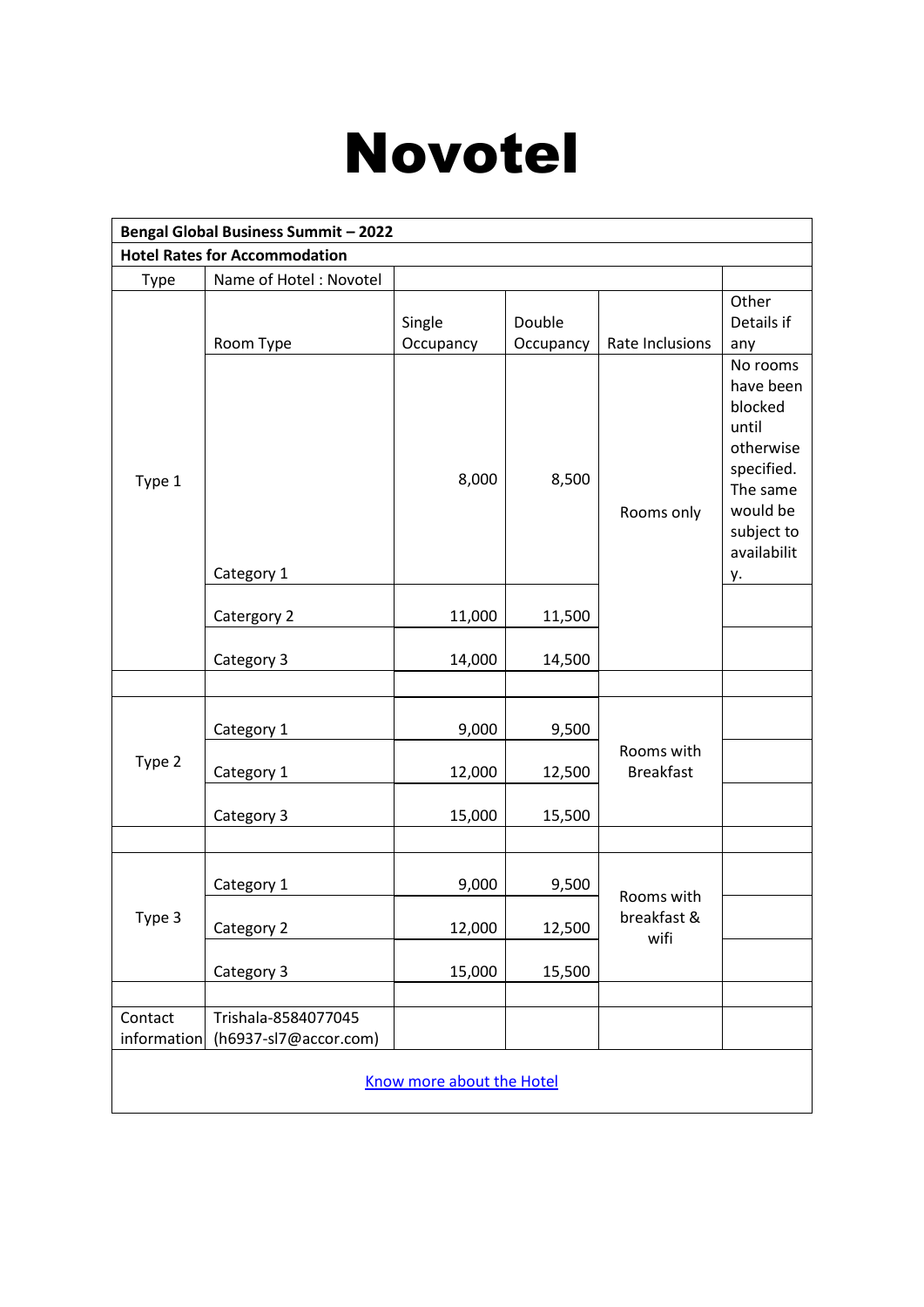# Novotel

| Bengal Global Business Summit – 2022 | | | | | |
|---|---|---|---|---|---|
| Hotel Rates for Accommodation | | | | | |
| Type | Name of Hotel : Novotel | | | | |
| | Room Type | Single Occupancy | Double Occupancy | Rate Inclusions | Other Details if any |
| Type 1 | Category 1 | 8,000 | 8,500 | Rooms only | No rooms have been blocked until otherwise specified. The same would be subject to availability. |
| | Catergory 2 | 11,000 | 11,500 | | |
| | Category 3 | 14,000 | 14,500 | | |
| | | | | | |
| Type 2 | Category 1 | 9,000 | 9,500 | Rooms with Breakfast | |
| | Category 1 | 12,000 | 12,500 | | |
| | Category 3 | 15,000 | 15,500 | | |
| | | | | | |
| Type 3 | Category 1 | 9,000 | 9,500 | Rooms with breakfast & wifi | |
| | Category 2 | 12,000 | 12,500 | | |
| | Category 3 | 15,000 | 15,500 | | |
| | | | | | |
| Contact information | Trishala-8584077045 (h6937-sl7@accor.com) | | | | |
| Know more about the Hotel | | | | | |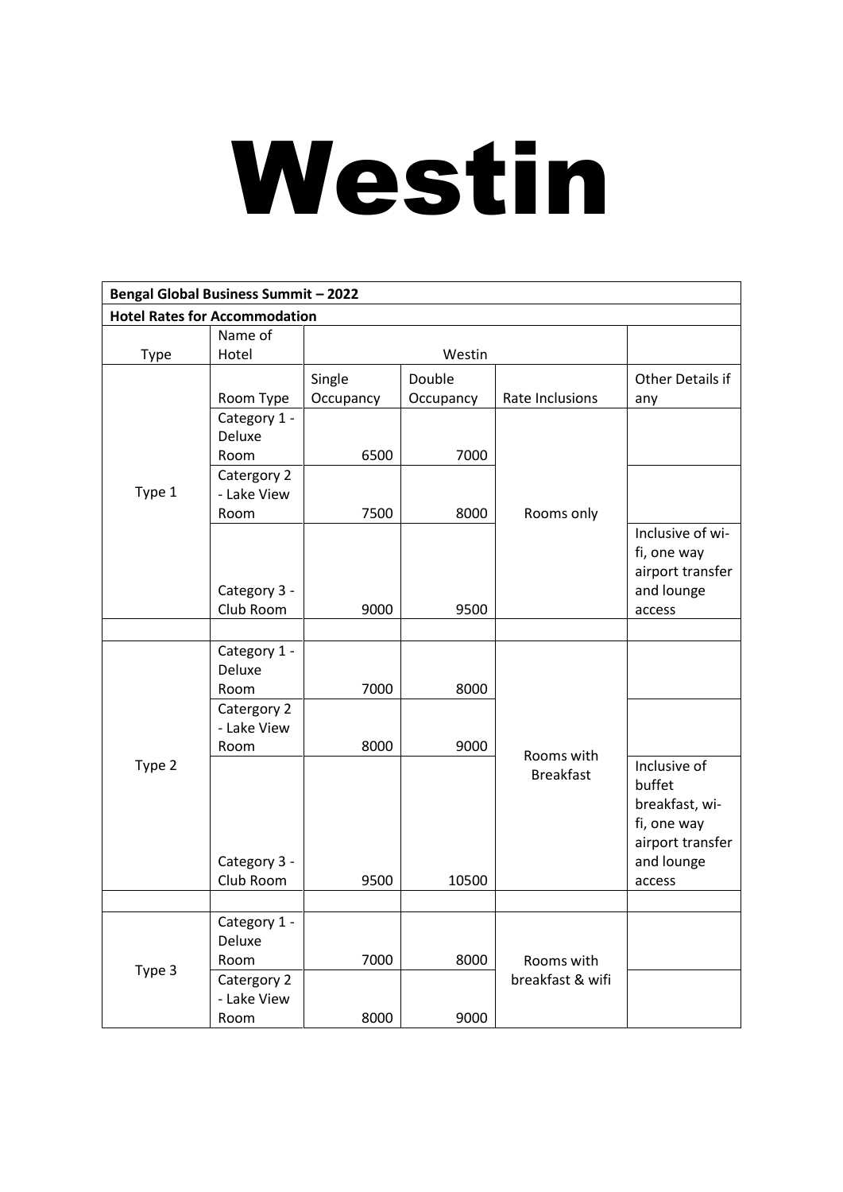# Westin

| Bengal Global Business Summit – 2022 | | | | | |
|---|---|---|---|---|---|
| **Hotel Rates for Accommodation** | | | | | |
| Type | Name of Hotel | Westin | | | |
| | Room Type | Single Occupancy | Double Occupancy | Rate Inclusions | Other Details if any |
| Type 1 | Category 1 - Deluxe Room | 6500 | 7000 | Rooms only | |
| | Catergory 2 - Lake View Room | 7500 | 8000 | | |
| | Category 3 - Club Room | 9000 | 9500 | | Inclusive of wi-fi, one way airport transfer and lounge access |
| | | | | | |
| Type 2 | Category 1 - Deluxe Room | 7000 | 8000 | Rooms with Breakfast | |
| | Catergory 2 - Lake View Room | 8000 | 9000 | | |
| | Category 3 - Club Room | 9500 | 10500 | | Inclusive of buffet breakfast, wi-fi, one way airport transfer and lounge access |
| | | | | | |
| Type 3 | Category 1 - Deluxe Room | 7000 | 8000 | Rooms with breakfast & wifi | |
| | Catergory 2 - Lake View Room | 8000 | 9000 | | |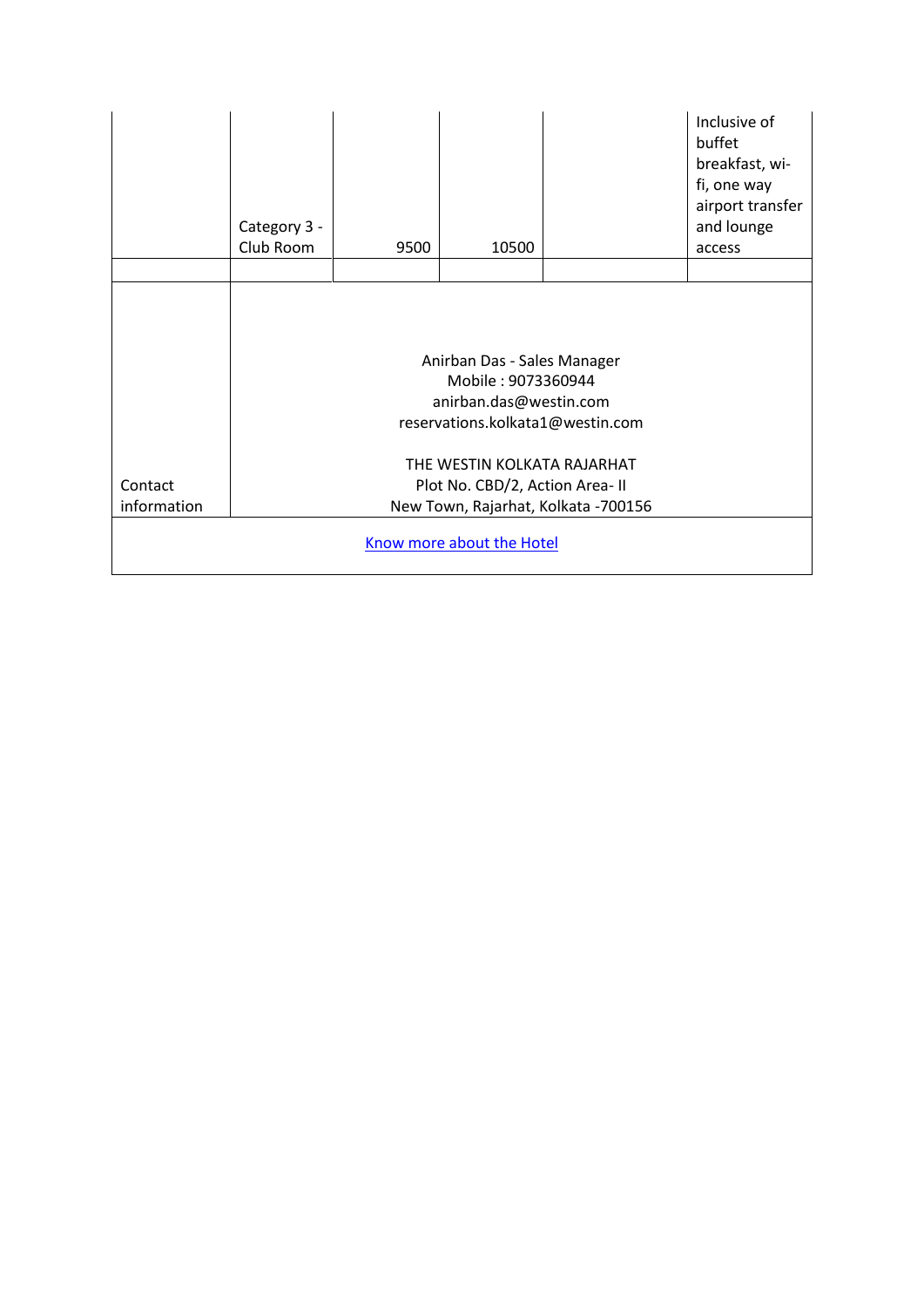| | | | | | |
|---|---|---|---|---|---|
| | Category 3 - Club Room | 9500 | 10500 | | Inclusive of buffet breakfast, wi-fi, one way airport transfer and lounge access |
| | | | | | |
| Contact information | Anirban Das - Sales Manager<br>Mobile : 9073360944<br>anirban.das@westin.com<br>reservations.kolkata1@westin.com<br><br>THE WESTIN KOLKATA RAJARHAT<br>Plot No. CBD/2, Action Area- II<br>New Town, Rajarhat, Kolkata -700156 | | | | |
| Know more about the Hotel | | | | | |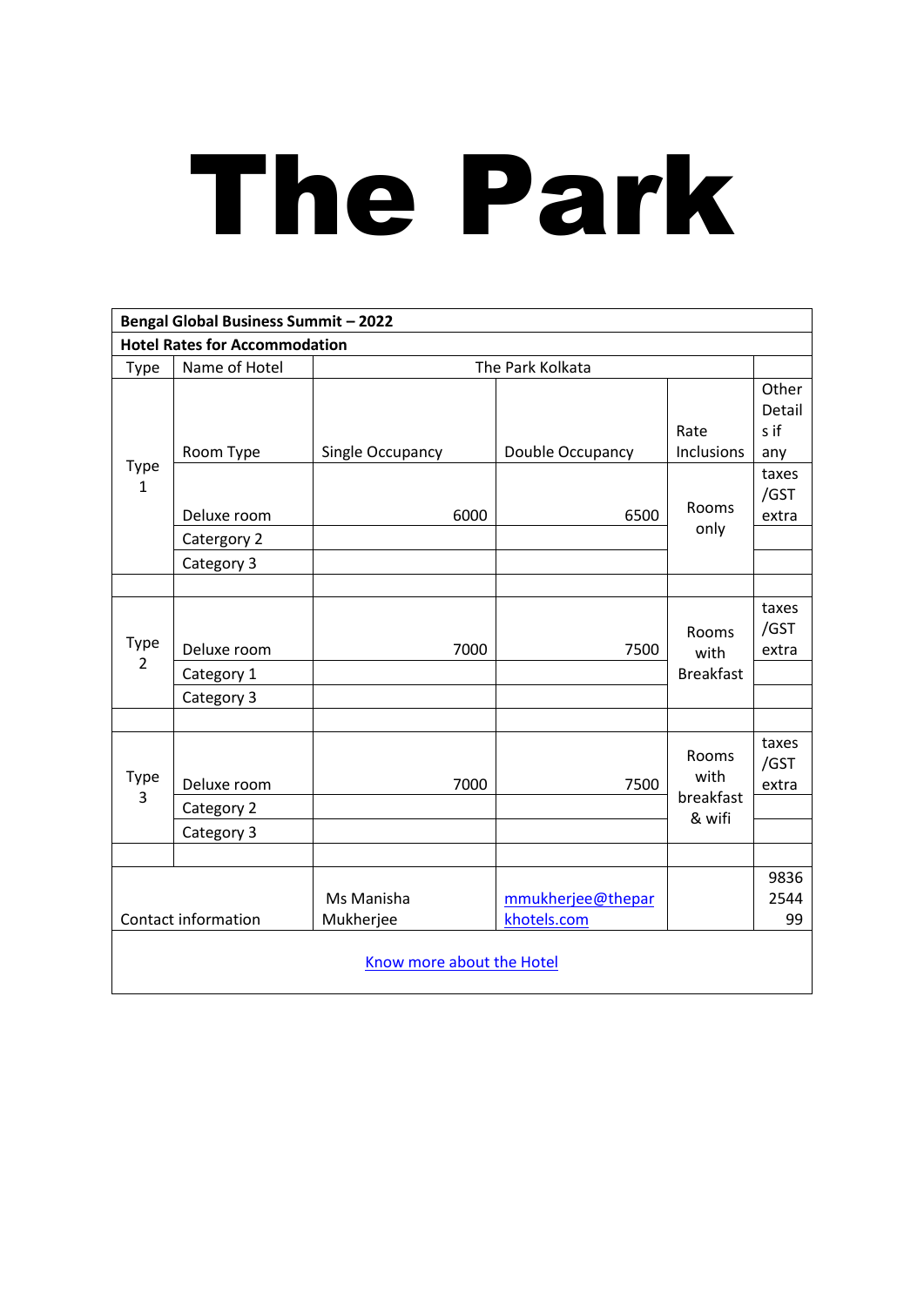# The Park

| **Bengal Global Business Summit – 2022** | | | | | |
|---|---|---|---|---|---|
| **Hotel Rates for Accommodation** | | | | | |
| Type | Name of Hotel | The Park Kolkata | | | |
| Type 1 | Room Type | Single Occupancy | Double Occupancy | Rate Inclusions | Other Details if any |
| | Deluxe room | 6000 | 6500 | Rooms only | taxes /GST extra |
| | Catergory 2 | | | | |
| | Category 3 | | | | |
| | | | | | |
| Type 2 | Deluxe room | 7000 | 7500 | Rooms with Breakfast | taxes /GST extra |
| | Category 1 | | | | |
| | Category 3 | | | | |
| | | | | | |
| Type 3 | Deluxe room | 7000 | 7500 | Rooms with breakfast & wifi | taxes /GST extra |
| | Category 2 | | | | |
| | Category 3 | | | | |
| | | | | | |
| Contact information | | Ms Manisha Mukherjee | mmukherjee@theparkhotels.com | | 9836254499 |

Know more about the Hotel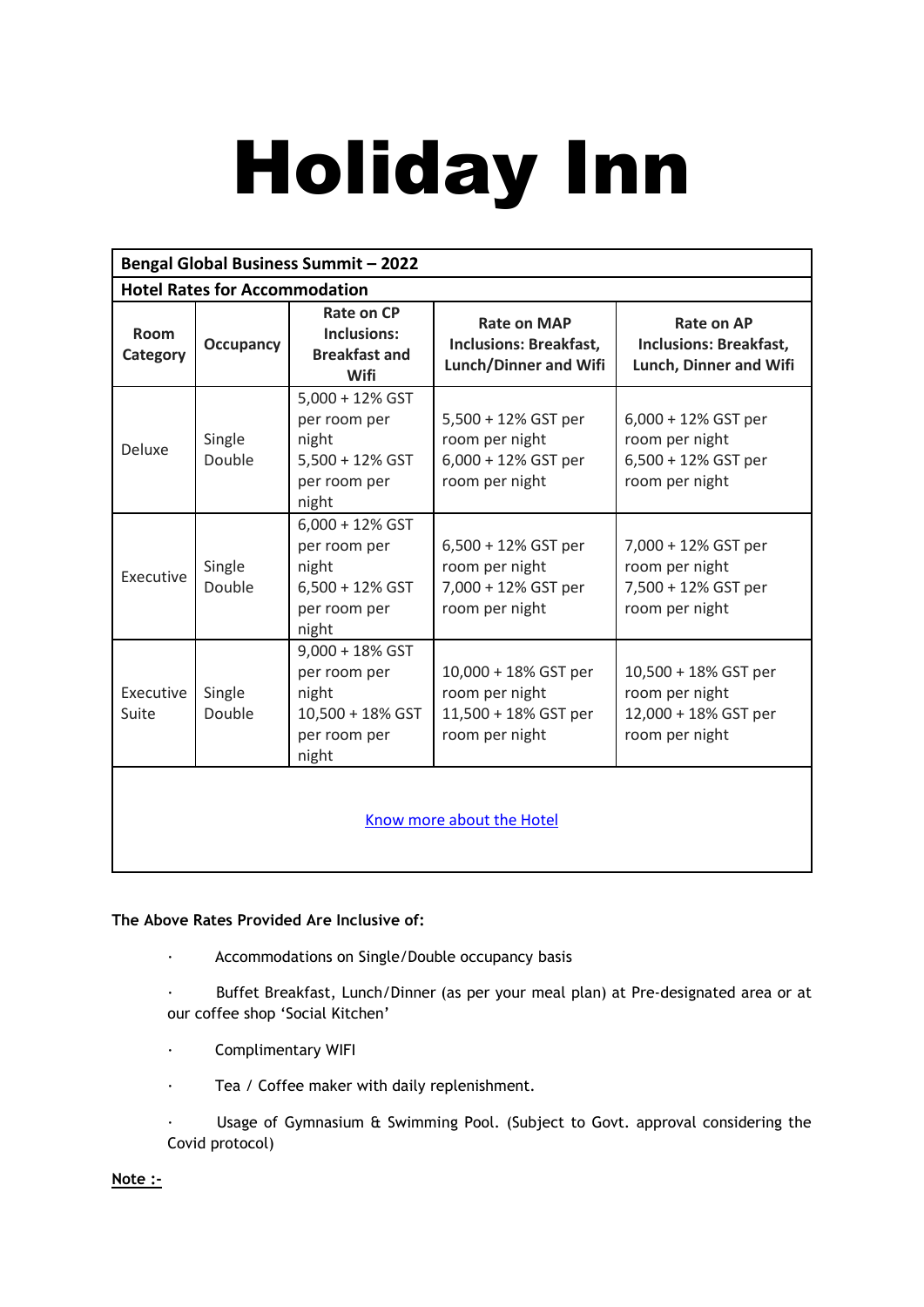# Holiday Inn

| Bengal Global Business Summit – 2022 | | | | |
|---|---|---|---|---|
| **Hotel Rates for Accommodation** | | | | |
| **Room Category** | **Occupancy** | **Rate on CP Inclusions: Breakfast and Wifi** | **Rate on MAP Inclusions: Breakfast, Lunch/Dinner and Wifi** | **Rate on AP Inclusions: Breakfast, Lunch, Dinner and Wifi** |
| Deluxe | Single<br>Double | 5,000 + 12% GST per room per night<br>5,500 + 12% GST per room per night | 5,500 + 12% GST per room per night<br>6,000 + 12% GST per room per night | 6,000 + 12% GST per room per night<br>6,500 + 12% GST per room per night |
| Executive | Single<br>Double | 6,000 + 12% GST per room per night<br>6,500 + 12% GST per room per night | 6,500 + 12% GST per room per night<br>7,000 + 12% GST per room per night | 7,000 + 12% GST per room per night<br>7,500 + 12% GST per room per night |
| Executive Suite | Single<br>Double | 9,000 + 18% GST per room per night<br>10,500 + 18% GST per room per night | 10,000 + 18% GST per room per night<br>11,500 + 18% GST per room per night | 10,500 + 18% GST per room per night<br>12,000 + 18% GST per room per night |
| Know more about the Hotel | | | | |

**The Above Rates Provided Are Inclusive of:**

- Accommodations on Single/Double occupancy basis
- Buffet Breakfast, Lunch/Dinner (as per your meal plan) at Pre-designated area or at our coffee shop 'Social Kitchen'
- Complimentary WIFI
- Tea / Coffee maker with daily replenishment.
- Usage of Gymnasium & Swimming Pool. (Subject to Govt. approval considering the Covid protocol)

**Note :-**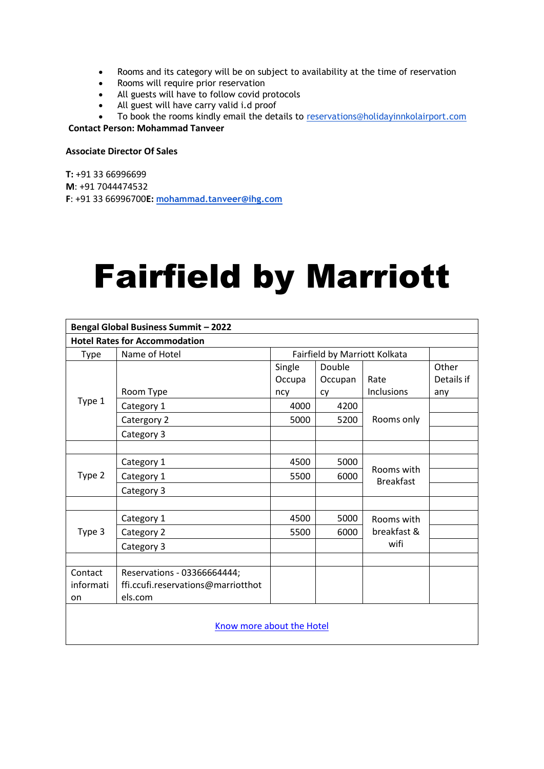- Rooms and its category will be on subject to availability at the time of reservation
- Rooms will require prior reservation
- All guests will have to follow covid protocols
- All guest will have carry valid i.d proof
- To book the rooms kindly email the details to reservations@holidayinnkolairport.com

**Contact Person: Mohammad Tanveer**

**Associate Director Of Sales**

**T:** +91 33 66996699
**M**: +91 7044474532
**F**: +91 33 66996700**E:** **mohammad.tanveer@ihg.com**

# Fairfield by Marriott

| Bengal Global Business Summit – 2022 | | | | | |
|---|---|---|---|---|---|
| **Hotel Rates for Accommodation** | | | | | |
| Type | Name of Hotel | Fairfield by Marriott Kolkata | | | |
| Type 1 | Room Type | Single Occupancy | Double Occupancy | Rate Inclusions | Other Details if any |
| | Category 1 | 4000 | 4200 | Rooms only | |
| | Catergory 2 | 5000 | 5200 | | |
| | Category 3 | | | | |
| | | | | | |
| Type 2 | Category 1 | 4500 | 5000 | Rooms with Breakfast | |
| | Category 1 | 5500 | 6000 | | |
| | Category 3 | | | | |
| | | | | | |
| Type 3 | Category 1 | 4500 | 5000 | Rooms with breakfast & wifi | |
| | Category 2 | 5500 | 6000 | | |
| | Category 3 | | | | |
| | | | | | |
| Contact information | Reservations - 03366664444; ffi.ccufi.reservations@marriotthotels.com | | | | |
| Know more about the Hotel | | | | | |